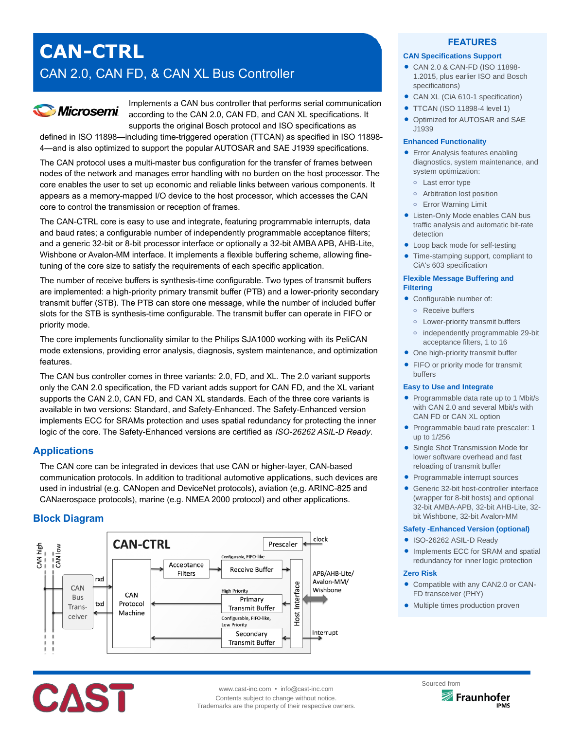# CAN-CTRL

## CAN 2.0, CAN FD, & CAN XL Bus Controller

Implements a CAN bus controller that performs serial communication according to the CAN 2.0, CAN FD, and CAN XL specifications. It supports the original Bosch protocol and ISO specifications as defined in ISO 11898—including time-triggered operation (TTCAN) as specified in ISO 11898-4—and is also optimized to support the popular AUTOSAR and SAE J1939 specifications.

The CAN protocol uses a multi-master bus configuration for the transfer of frames between nodes of the network and manages error handling with no burden on the host processor. The core enables the user to set up economic and reliable links between various components. It appears as a memory-mapped I/O device to the host processor, which accesses the CAN core to control the transmission or reception of frames.

The CAN-CTRL core is easy to use and integrate, featuring programmable interrupts, data and baud rates; a configurable number of independently programmable acceptance filters; and a generic 32-bit or 8-bit processor interface or optionally a 32-bit AMBA APB, AHB-Lite, Wishbone or Avalon-MM interface. It implements a flexible buffering scheme, allowing fine-tuning of the core size to satisfy the requirements of each specific application.

The number of receive buffers is synthesis-time configurable. Two types of transmit buffers are implemented: a high-priority primary transmit buffer (PTB) and a lower-priority secondary transmit buffer (STB). The PTB can store one message, while the number of included buffer slots for the STB is synthesis-time configurable. The transmit buffer can operate in FIFO or priority mode.

The core implements functionality similar to the Philips SJA1000 working with its PeliCAN mode extensions, providing error analysis, diagnosis, system maintenance, and optimization features.

The CAN bus controller comes in three variants: 2.0, FD, and XL. The 2.0 variant supports only the CAN 2.0 specification, the FD variant adds support for CAN FD, and the XL variant supports the CAN 2.0, CAN FD, and CAN XL standards. Each of the three core variants is available in two versions: Standard, and Safety-Enhanced. The Safety-Enhanced version implements ECC for SRAMs protection and uses spatial redundancy for protecting the inner logic of the core. The Safety-Enhanced versions are certified as *ISO-26262 ASIL-D Ready*.

## Applications

The CAN core can be integrated in devices that use CAN or higher-layer, CAN-based communication protocols. In addition to traditional automotive applications, such devices are used in industrial (e.g. CANopen and DeviceNet protocols), aviation (e,g. ARINC-825 and CANaerospace protocols), marine (e.g. NMEA 2000 protocol) and other applications.

## Block Diagram

CAN-CTRL — CAN high, CAN low, CAN Bus Transceiver, rxd, txd, CAN Protocol Machine, Acceptance Filters, Prescaler, clock, Configurable, FIFO-like Receive Buffer, High Priority Primary Transmit Buffer, Configurable, FIFO-like, Low Priority Secondary Transmit Buffer, Host Interface, APB/AHB-Lite/Avalon-MM/Wishbone, Interrupt

## FEATURES

### CAN Specifications Support

- CAN 2.0 & CAN-FD (ISO 11898-1.2015, plus earlier ISO and Bosch specifications)
- CAN XL (CiA 610-1 specification)
- TTCAN (ISO 11898-4 level 1)
- Optimized for AUTOSAR and SAE J1939

### Enhanced Functionality

- Error Analysis features enabling diagnostics, system maintenance, and system optimization:
  - Last error type
  - Arbitration lost position
  - Error Warning Limit
- Listen-Only Mode enables CAN bus traffic analysis and automatic bit-rate detection
- Loop back mode for self-testing
- Time-stamping support, compliant to CiA's 603 specification

### Flexible Message Buffering and Filtering

- Configurable number of:
  - Receive buffers
  - Lower-priority transmit buffers
  - independently programmable 29-bit acceptance filters, 1 to 16
- One high-priority transmit buffer
- FIFO or priority mode for transmit buffers

### Easy to Use and Integrate

- Programmable data rate up to 1 Mbit/s with CAN 2.0 and several Mbit/s with CAN FD or CAN XL option
- Programmable baud rate prescaler: 1 up to 1/256
- Single Shot Transmission Mode for lower software overhead and fast reloading of transmit buffer
- Programmable interrupt sources
- Generic 32-bit host-controller interface (wrapper for 8-bit hosts) and optional 32-bit AMBA-APB, 32-bit AHB-Lite, 32-bit Wishbone, 32-bit Avalon-MM

### Safety -Enhanced Version (optional)

- ISO-26262 ASIL-D Ready
- Implements ECC for SRAM and spatial redundancy for inner logic protection

### Zero Risk

- Compatible with any CAN2.0 or CAN-FD transceiver (PHY)
- Multiple times production proven

www.cast-inc.com • info@cast-inc.com
Contents subject to change without notice.
Trademarks are the property of their respective owners.

Sourced from Fraunhofer IPMS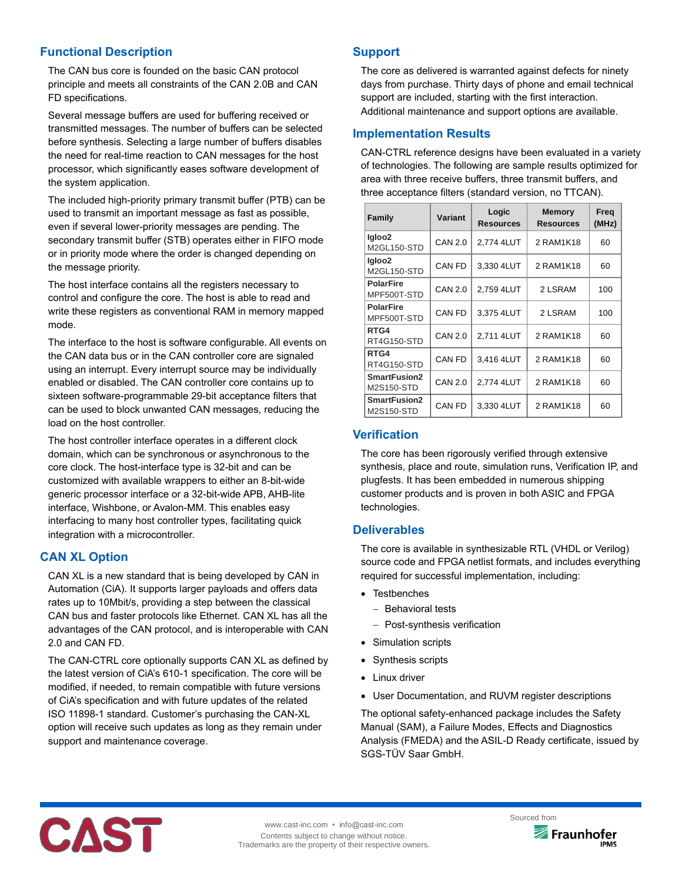## Functional Description

The CAN bus core is founded on the basic CAN protocol principle and meets all constraints of the CAN 2.0B and CAN FD specifications.

Several message buffers are used for buffering received or transmitted messages. The number of buffers can be selected before synthesis. Selecting a large number of buffers disables the need for real-time reaction to CAN messages for the host processor, which significantly eases software development of the system application.

The included high-priority primary transmit buffer (PTB) can be used to transmit an important message as fast as possible, even if several lower-priority messages are pending. The secondary transmit buffer (STB) operates either in FIFO mode or in priority mode where the order is changed depending on the message priority.

The host interface contains all the registers necessary to control and configure the core. The host is able to read and write these registers as conventional RAM in memory mapped mode.

The interface to the host is software configurable. All events on the CAN data bus or in the CAN controller core are signaled using an interrupt. Every interrupt source may be individually enabled or disabled. The CAN controller core contains up to sixteen software-programmable 29-bit acceptance filters that can be used to block unwanted CAN messages, reducing the load on the host controller.

The host controller interface operates in a different clock domain, which can be synchronous or asynchronous to the core clock. The host-interface type is 32-bit and can be customized with available wrappers to either an 8-bit-wide generic processor interface or a 32-bit-wide APB, AHB-lite interface, Wishbone, or Avalon-MM. This enables easy interfacing to many host controller types, facilitating quick integration with a microcontroller.

## CAN XL Option

CAN XL is a new standard that is being developed by CAN in Automation (CiA). It supports larger payloads and offers data rates up to 10Mbit/s, providing a step between the classical CAN bus and faster protocols like Ethernet. CAN XL has all the advantages of the CAN protocol, and is interoperable with CAN 2.0 and CAN FD.

The CAN-CTRL core optionally supports CAN XL as defined by the latest version of CiA's 610-1 specification. The core will be modified, if needed, to remain compatible with future versions of CiA's specification and with future updates of the related ISO 11898-1 standard. Customer's purchasing the CAN-XL option will receive such updates as long as they remain under support and maintenance coverage.

## Support

The core as delivered is warranted against defects for ninety days from purchase. Thirty days of phone and email technical support are included, starting with the first interaction. Additional maintenance and support options are available.

## Implementation Results

CAN-CTRL reference designs have been evaluated in a variety of technologies. The following are sample results optimized for area with three receive buffers, three transmit buffers, and three acceptance filters (standard version, no TTCAN).

| Family | Variant | Logic Resources | Memory Resources | Freq (MHz) |
|---|---|---|---|---|
| **Igloo2** M2GL150-STD | CAN 2.0 | 2,774 4LUT | 2 RAM1K18 | 60 |
| **Igloo2** M2GL150-STD | CAN FD | 3,330 4LUT | 2 RAM1K18 | 60 |
| **PolarFire** MPF500T-STD | CAN 2.0 | 2,759 4LUT | 2 LSRAM | 100 |
| **PolarFire** MPF500T-STD | CAN FD | 3,375 4LUT | 2 LSRAM | 100 |
| **RTG4** RT4G150-STD | CAN 2.0 | 2,711 4LUT | 2 RAM1K18 | 60 |
| **RTG4** RT4G150-STD | CAN FD | 3,416 4LUT | 2 RAM1K18 | 60 |
| **SmartFusion2** M2S150-STD | CAN 2.0 | 2,774 4LUT | 2 RAM1K18 | 60 |
| **SmartFusion2** M2S150-STD | CAN FD | 3,330 4LUT | 2 RAM1K18 | 60 |

## Verification

The core has been rigorously verified through extensive synthesis, place and route, simulation runs, Verification IP, and plugfests. It has been embedded in numerous shipping customer products and is proven in both ASIC and FPGA technologies.

## Deliverables

The core is available in synthesizable RTL (VHDL or Verilog) source code and FPGA netlist formats, and includes everything required for successful implementation, including:

- Testbenches
  - Behavioral tests
  - Post-synthesis verification
- Simulation scripts
- Synthesis scripts
- Linux driver
- User Documentation, and RUVM register descriptions

The optional safety-enhanced package includes the Safety Manual (SAM), a Failure Modes, Effects and Diagnostics Analysis (FMEDA) and the ASIL-D Ready certificate, issued by SGS-TÜV Saar GmbH.

CAST

www.cast-inc.com • info@cast-inc.com
Contents subject to change without notice.
Trademarks are the property of their respective owners.

Sourced from Fraunhofer IPMS